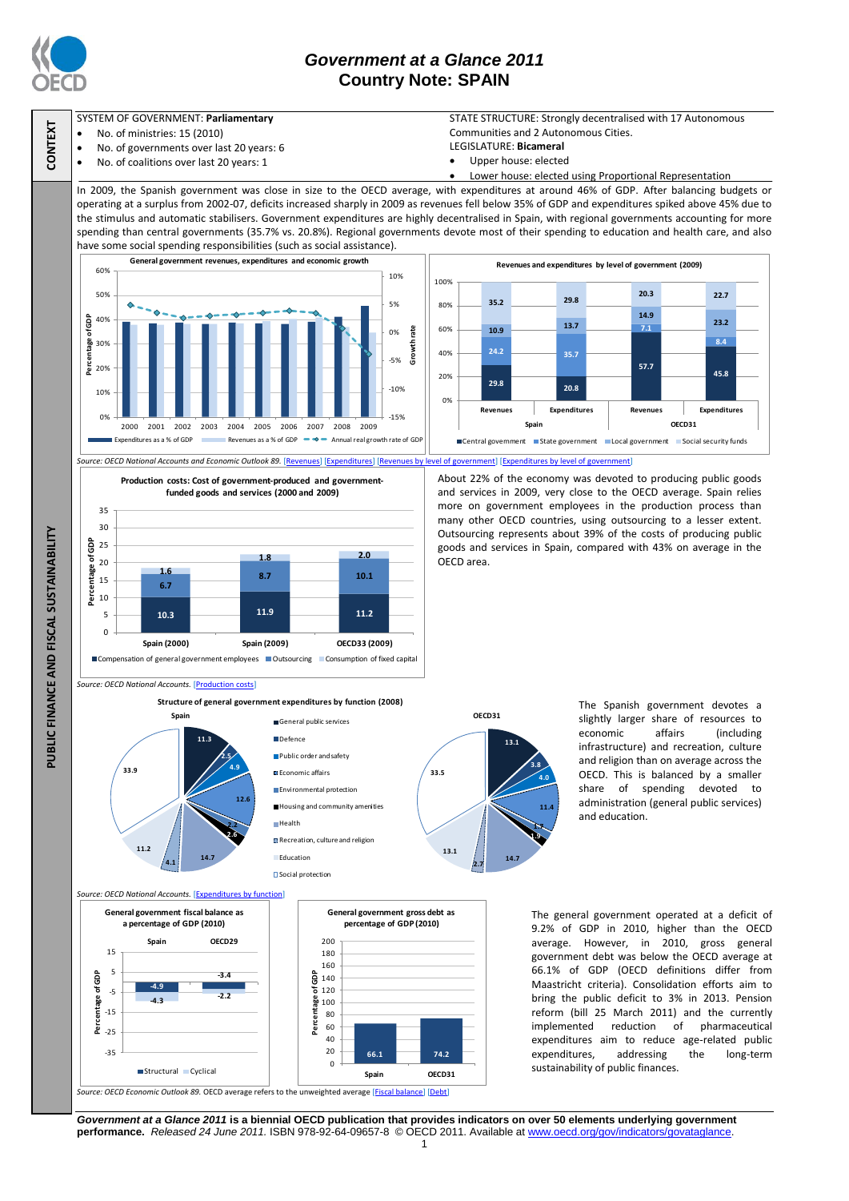# Government at a Glance 2011
## Country Note: SPAIN

**CONTEXT**

SYSTEM OF GOVERNMENT: **Parliamentary**
- No. of ministries: 15 (2010)
- No. of governments over last 20 years: 6
- No. of coalitions over last 20 years: 1

STATE STRUCTURE: Strongly decentralised with 17 Autonomous Communities and 2 Autonomous Cities.
LEGISLATURE: **Bicameral**
- Upper house: elected
- Lower house: elected using Proportional Representation

**PUBLIC FINANCE AND FISCAL SUSTAINABILITY**

In 2009, the Spanish government was close in size to the OECD average, with expenditures at around 46% of GDP. After balancing budgets or operating at a surplus from 2002-07, deficits increased sharply in 2009 as revenues fell below 35% of GDP and expenditures spiked above 45% due to the stimulus and automatic stabilisers. Government expenditures are highly decentralised in Spain, with regional governments accounting for more spending than central governments (35.7% vs. 20.8%). Regional governments devote most of their spending to education and health care, and also have some social spending responsibilities (such as social assistance).

**General government revenues, expenditures and economic growth**

Legend: Expenditures as a % of GDP; Revenues as a % of GDP; Annual real growth rate of GDP

**Revenues and expenditures by level of government (2009)**

| | Spain Revenues | Spain Expenditures | OECD31 Revenues | OECD31 Expenditures |
|---|---|---|---|---|
| Central government | 29.8 | 20.8 | 57.7 | 45.8 |
| State government | 24.2 | 35.7 | 7.1 | 8.4 |
| Local government | 10.9 | 13.7 | 14.9 | 23.2 |
| Social security funds | 35.2 | 29.8 | 20.3 | 22.7 |

*Source: OECD National Accounts and Economic Outlook 89.* [Revenues] [Expenditures] [Revenues by level of government] [Expenditures by level of government]

**Production costs: Cost of government-produced and government-funded goods and services (2000 and 2009)**

| Percentage of GDP | Spain (2000) | Spain (2009) | OECD33 (2009) |
|---|---|---|---|
| Compensation of general government employees | 10.3 | 11.9 | 11.2 |
| Outsourcing | 6.7 | 8.7 | 10.1 |
| Consumption of fixed capital | 1.6 | 1.8 | 2.0 |

*Source: OECD National Accounts.* [Production costs]

About 22% of the economy was devoted to producing public goods and services in 2009, very close to the OECD average. Spain relies more on government employees in the production process than many other OECD countries, using outsourcing to a lesser extent. Outsourcing represents about 39% of the costs of producing public goods and services in Spain, compared with 43% on average in the OECD area.

**Structure of general government expenditures by function (2008)**

| Function | Spain | OECD31 |
|---|---|---|
| General public services | 11.3 | 13.1 |
| Defence | 2.5 | 3.8 |
| Public order and safety | 4.9 | 4.0 |
| Economic affairs | 12.6 | 11.4 |
| Environmental protection | 2.2 | 1.7 |
| Housing and community amenities | 2.6 | 1.9 |
| Health | 14.7 | 14.7 |
| Recreation, culture and religion | 4.1 | 2.7 |
| Education | 11.2 | 13.1 |
| Social protection | 33.9 | 33.5 |

*Source: OECD National Accounts.* [Expenditures by function]

The Spanish government devotes a slightly larger share of resources to economic affairs (including infrastructure) and recreation, culture and religion than on average across the OECD. This is balanced by a smaller share of spending devoted to administration (general public services) and education.

**General government fiscal balance as a percentage of GDP (2010)**

| | Spain | OECD29 |
|---|---|---|
| Structural | -4.9 | -3.4 |
| Cyclical | -4.3 | -2.2 |

**General government gross debt as percentage of GDP (2010)**

| Spain | OECD31 |
|---|---|
| 66.1 | 74.2 |

*Source: OECD Economic Outlook 89.* OECD average refers to the unweighted average [Fiscal balance] [Debt]

The general government operated at a deficit of 9.2% of GDP in 2010, higher than the OECD average. However, in 2010, gross general government debt was below the OECD average at 66.1% of GDP (OECD definitions differ from Maastricht criteria). Consolidation efforts aim to bring the public deficit to 3% in 2013. Pension reform (bill 25 March 2011) and the currently implemented reduction of pharmaceutical expenditures aim to reduce age-related public expenditures, addressing the long-term sustainability of public finances.

***Government at a Glance 2011* is a biennial OECD publication that provides indicators on over 50 elements underlying government performance.** *Released 24 June 2011.* ISBN 978-92-64-09657-8 © OECD 2011. Available at www.oecd.org/gov/indicators/govataglance.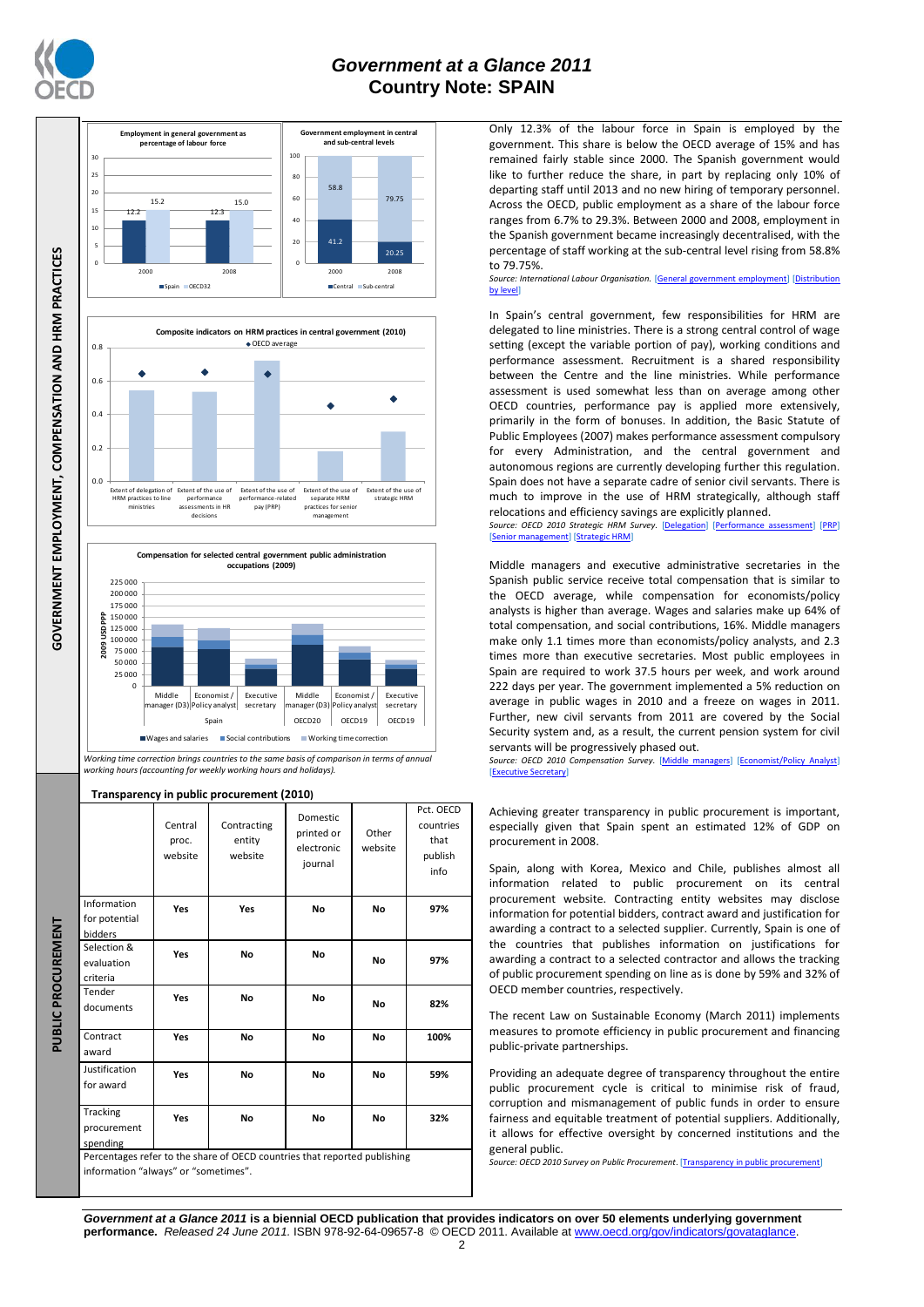# Government at a Glance 2011
## Country Note: SPAIN

GOVERNMENT EMPLOYMENT, COMPENSATION AND HRM PRACTICES

**Employment in general government as percentage of labour force**

| | Spain | OECD32 |
|---|---|---|
| 2000 | 12.2 | 15.2 |
| 2008 | 12.3 | 15.0 |

**Government employment in central and sub-central levels**

| | Central | Sub-central |
|---|---|---|
| 2000 | 41.2 | 58.8 |
| 2008 | 20.25 | 79.75 |

Only 12.3% of the labour force in Spain is employed by the government. This share is below the OECD average of 15% and has remained fairly stable since 2000. The Spanish government would like to further reduce the share, in part by replacing only 10% of departing staff until 2013 and no new hiring of temporary personnel. Across the OECD, public employment as a share of the labour force ranges from 6.7% to 29.3%. Between 2000 and 2008, employment in the Spanish government became increasingly decentralised, with the percentage of staff working at the sub-central level rising from 58.8% to 79.75%.

*Source: International Labour Organisation.* [General government employment] [Distribution by level]

**Composite indicators on HRM practices in central government (2010)**

◆ OECD average

Extent of delegation of HRM practices to line ministries; Extent of the use of performance assessments in HR decisions; Extent of the use of performance-related pay (PRP); Extent of the use of separate HRM practices for senior management; Extent of the use of strategic HRM

In Spain's central government, few responsibilities for HRM are delegated to line ministries. There is a strong central control of wage setting (except the variable portion of pay), working conditions and performance assessment. Recruitment is a shared responsibility between the Centre and the line ministries. While performance assessment is used somewhat less than on average among other OECD countries, performance pay is applied more extensively, primarily in the form of bonuses. In addition, the Basic Statute of Public Employees (2007) makes performance assessment compulsory for every Administration, and the central government and autonomous regions are currently developing further this regulation. Spain does not have a separate cadre of senior civil servants. There is much to improve in the use of HRM strategically, although staff relocations and efficiency savings are explicitly planned.

*Source: OECD 2010 Strategic HRM Survey.* [Delegation] [Performance assessment] [PRP] [Senior management] [Strategic HRM]

**Compensation for selected central government public administration occupations (2009)**

2009 USD PPP — Spain: Middle manager (D3), Economist / Policy analyst, Executive secretary; OECD20 Middle manager (D3); OECD19 Economist / Policy analyst; OECD19 Executive secretary. Legend: Wages and salaries; Social contributions; Working time correction

*Working time correction brings countries to the same basis of comparison in terms of annual working hours (accounting for weekly working hours and holidays).*

Middle managers and executive administrative secretaries in the Spanish public service receive total compensation that is similar to the OECD average, while compensation for economists/policy analysts is higher than average. Wages and salaries make up 64% of total compensation, and social contributions, 16%. Middle managers make only 1.1 times more than economists/policy analysts, and 2.3 times more than executive secretaries. Most public employees in Spain are required to work 37.5 hours per week, and work around 222 days per year. The government implemented a 5% reduction on average in public wages in 2010 and a freeze on wages in 2011. Further, new civil servants from 2011 are covered by the Social Security system and, as a result, the current pension system for civil servants will be progressively phased out.

*Source: OECD 2010 Compensation Survey.* [Middle managers] [Economist/Policy Analyst] [Executive Secretary]

PUBLIC PROCUREMENT

**Transparency in public procurement (2010)**

| | Central proc. website | Contracting entity website | Domestic printed or electronic journal | Other website | Pct. OECD countries that publish info |
|---|---|---|---|---|---|
| Information for potential bidders | Yes | Yes | No | No | 97% |
| Selection & evaluation criteria | Yes | No | No | No | 97% |
| Tender documents | Yes | No | No | No | 82% |
| Contract award | Yes | No | No | No | 100% |
| Justification for award | Yes | No | No | No | 59% |
| Tracking procurement spending | Yes | No | No | No | 32% |

Percentages refer to the share of OECD countries that reported publishing information "always" or "sometimes".

Achieving greater transparency in public procurement is important, especially given that Spain spent an estimated 12% of GDP on procurement in 2008.

Spain, along with Korea, Mexico and Chile, publishes almost all information related to public procurement on its central procurement website. Contracting entity websites may disclose information for potential bidders, contract award and justification for awarding a contract to a selected supplier. Currently, Spain is one of the countries that publishes information on justifications for awarding a contract to a selected contractor and allows the tracking of public procurement spending on line as is done by 59% and 32% of OECD member countries, respectively.

The recent Law on Sustainable Economy (March 2011) implements measures to promote efficiency in public procurement and financing public-private partnerships.

Providing an adequate degree of transparency throughout the entire public procurement cycle is critical to minimise risk of fraud, corruption and mismanagement of public funds in order to ensure fairness and equitable treatment of potential suppliers. Additionally, it allows for effective oversight by concerned institutions and the general public.

*Source: OECD 2010 Survey on Public Procurement.* [Transparency in public procurement]

***Government at a Glance 2011*** **is a biennial OECD publication that provides indicators on over 50 elements underlying government performance.** *Released 24 June 2011.* ISBN 978-92-64-09657-8 © OECD 2011. Available at www.oecd.org/gov/indicators/govataglance.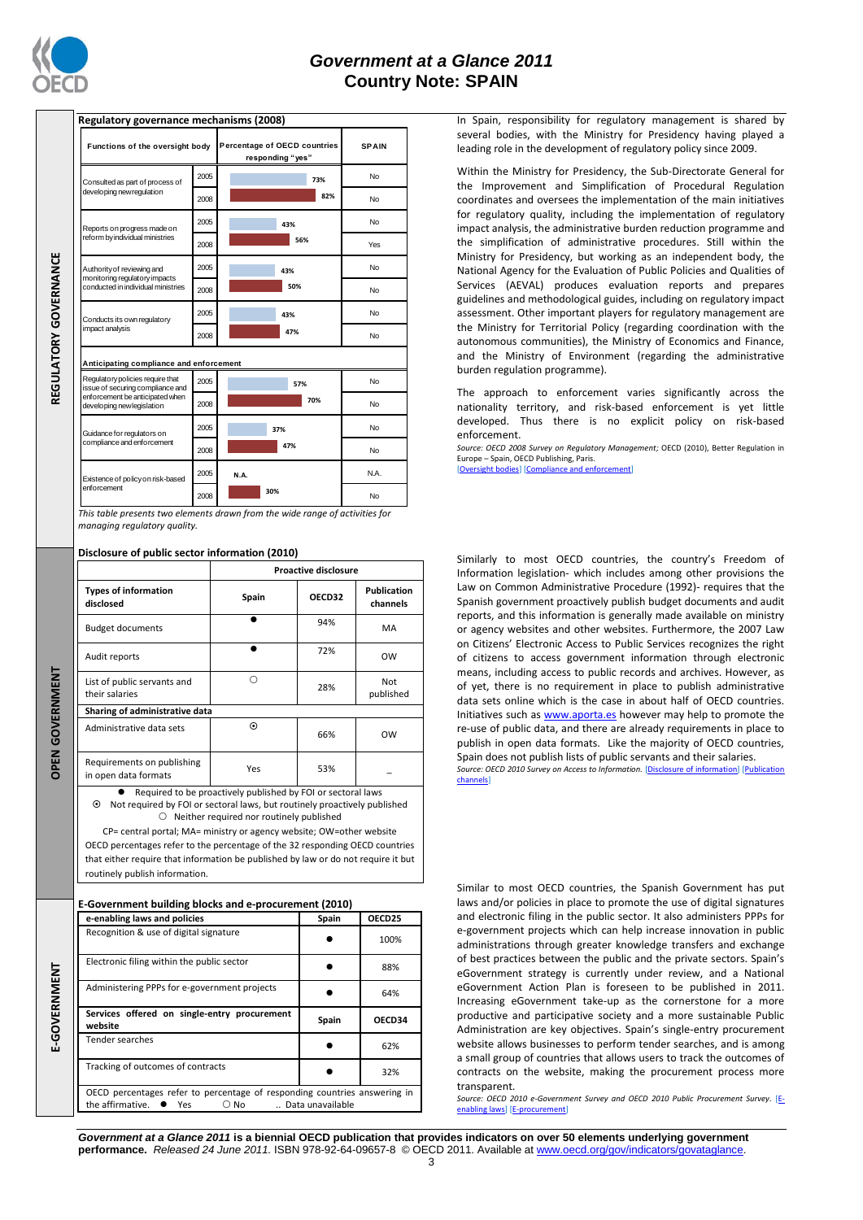## REGULATORY GOVERNANCE

### Regulatory governance mechanisms (2008)

| Functions of the oversight body | | Percentage of OECD countries responding "yes" | SPAIN |
|---|---|---|---|
| Consulted as part of process of developing new regulation | 2005 | 73% | No |
| | 2008 | 82% | No |
| Reports on progress made on reform by individual ministries | 2005 | 43% | No |
| | 2008 | 56% | Yes |
| Authority of reviewing and monitoring regulatory impacts conducted in individual ministries | 2005 | 43% | No |
| | 2008 | 50% | No |
| Conducts its own regulatory impact analysis | 2005 | 43% | No |
| | 2008 | 47% | No |
| **Anticipating compliance and enforcement** | | | |
| Regulatory policies require that issue of securing compliance and enforcement be anticipated when developing new legislation | 2005 | 57% | No |
| | 2008 | 70% | No |
| Guidance for regulators on compliance and enforcement | 2005 | 37% | No |
| | 2008 | 47% | No |
| Existence of policy on risk-based enforcement | 2005 | N.A. | N.A. |
| | 2008 | 30% | No |

*This table presents two elements drawn from the wide range of activities for managing regulatory quality.*

In Spain, responsibility for regulatory management is shared by several bodies, with the Ministry for Presidency having played a leading role in the development of regulatory policy since 2009.

Within the Ministry for Presidency, the Sub-Directorate General for the Improvement and Simplification of Procedural Regulation coordinates and oversees the implementation of the main initiatives for regulatory quality, including the implementation of regulatory impact analysis, the administrative burden reduction programme and the simplification of administrative procedures. Still within the Ministry for Presidency, but working as an independent body, the National Agency for the Evaluation of Public Policies and Qualities of Services (AEVAL) produces evaluation reports and prepares guidelines and methodological guides, including on regulatory impact assessment. Other important players for regulatory management are the Ministry for Territorial Policy (regarding coordination with the autonomous communities), the Ministry of Economics and Finance, and the Ministry of Environment (regarding the administrative burden regulation programme).

The approach to enforcement varies significantly across the nationality territory, and risk-based enforcement is yet little developed. Thus there is no explicit policy on risk-based enforcement.

*Source: OECD 2008 Survey on Regulatory Management;* OECD (2010), Better Regulation in Europe – Spain, OECD Publishing, Paris.
[Oversight bodies] [Compliance and enforcement]

## OPEN GOVERNMENT

### Disclosure of public sector information (2010)

| Types of information disclosed | Proactive disclosure: Spain | Proactive disclosure: OECD32 | Proactive disclosure: Publication channels |
|---|---|---|---|
| Budget documents | ● | 94% | MA |
| Audit reports | ● | 72% | OW |
| List of public servants and their salaries | ○ | 28% | Not published |
| **Sharing of administrative data** | | | |
| Administrative data sets | ⊙ | 66% | OW |
| Requirements on publishing in open data formats | Yes | 53% | _ |

● Required to be proactively published by FOI or sectoral laws
⊙ Not required by FOI or sectoral laws, but routinely proactively published
○ Neither required nor routinely published

CP= central portal; MA= ministry or agency website; OW=other website
OECD percentages refer to the percentage of the 32 responding OECD countries that either require that information be published by law or do not require it but routinely publish information.

Similarly to most OECD countries, the country's Freedom of Information legislation- which includes among other provisions the Law on Common Administrative Procedure (1992)- requires that the Spanish government proactively publish budget documents and audit reports, and this information is generally made available on ministry or agency websites and other websites. Furthermore, the 2007 Law on Citizens' Electronic Access to Public Services recognizes the right of citizens to access government information through electronic means, including access to public records and archives. However, as of yet, there is no requirement in place to publish administrative data sets online which is the case in about half of OECD countries. Initiatives such as www.aporta.es however may help to promote the re-use of public data, and there are already requirements in place to publish in open data formats. Like the majority of OECD countries, Spain does not publish lists of public servants and their salaries.

*Source: OECD 2010 Survey on Access to Information.* [Disclosure of information] [Publication channels]

## E-GOVERNMENT

### E-Government building blocks and e-procurement (2010)

| e-enabling laws and policies | Spain | OECD25 |
|---|---|---|
| Recognition & use of digital signature | ● | 100% |
| Electronic filing within the public sector | ● | 88% |
| Administering PPPs for e-government projects | ● | 64% |
| **Services offered on single-entry procurement website** | **Spain** | **OECD34** |
| Tender searches | ● | 62% |
| Tracking of outcomes of contracts | ● | 32% |

OECD percentages refer to percentage of responding countries answering in the affirmative. ● Yes ○ No .. Data unavailable

Similar to most OECD countries, the Spanish Government has put laws and/or policies in place to promote the use of digital signatures and electronic filing in the public sector. It also administers PPPs for e-government projects which can help increase innovation in public administrations through greater knowledge transfers and exchange of best practices between the public and the private sectors. Spain's eGovernment strategy is currently under review, and a National eGovernment Action Plan is foreseen to be published in 2011. Increasing eGovernment take-up as the cornerstone for a more productive and participative society and a more sustainable Public Administration are key objectives. Spain's single-entry procurement website allows businesses to perform tender searches, and is among a small group of countries that allows users to track the outcomes of contracts on the website, making the procurement process more transparent.

*Source: OECD 2010 e-Government Survey and OECD 2010 Public Procurement Survey.* [E-enabling laws] [E-procurement]

***Government at a Glance 2011*** **is a biennial OECD publication that provides indicators on over 50 elements underlying government performance.** *Released 24 June 2011.* ISBN 978-92-64-09657-8 © OECD 2011. Available at www.oecd.org/gov/indicators/govataglance.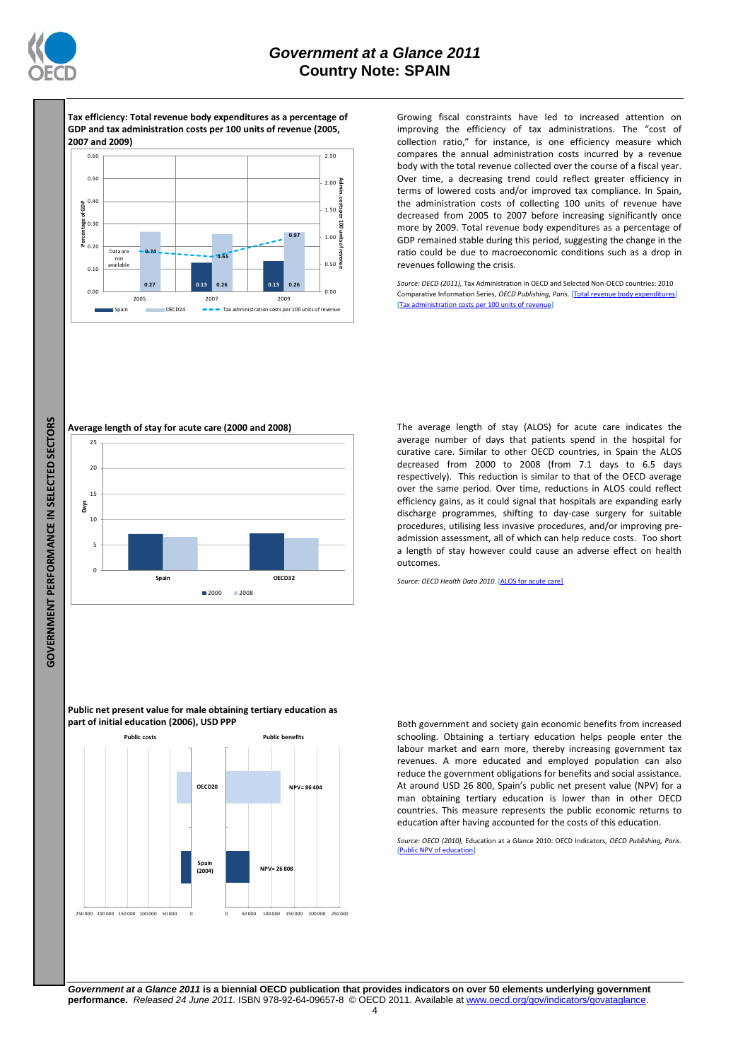**Tax efficiency: Total revenue body expenditures as a percentage of GDP and tax administration costs per 100 units of revenue (2005, 2007 and 2009)**

| | 2005 | 2007 | 2009 |
|---|---|---|---|
| Spain (percentage of GDP) | Data are not available | 0.13 | 0.13 |
| OECD24 (percentage of GDP) | 0.27 | 0.26 | 0.26 |
| Tax administration costs per 100 units of revenue | 0.74 | 0.65 | 0.97 |

Growing fiscal constraints have led to increased attention on improving the efficiency of tax administrations. The "cost of collection ratio," for instance, is one efficiency measure which compares the annual administration costs incurred by a revenue body with the total revenue collected over the course of a fiscal year. Over time, a decreasing trend could reflect greater efficiency in terms of lowered costs and/or improved tax compliance. In Spain, the administration costs of collecting 100 units of revenue have decreased from 2005 to 2007 before increasing significantly once more by 2009. Total revenue body expenditures as a percentage of GDP remained stable during this period, suggesting the change in the ratio could be due to macroeconomic conditions such as a drop in revenues following the crisis.

*Source: OECD (2011),* Tax Administration in OECD and Selected Non-OECD countries: 2010 Comparative Information Series, *OECD Publishing, Paris.* [Total revenue body expenditures] [Tax administration costs per 100 units of revenue]

**Average length of stay for acute care (2000 and 2008)**

The average length of stay (ALOS) for acute care indicates the average number of days that patients spend in the hospital for curative care. Similar to other OECD countries, in Spain the ALOS decreased from 2000 to 2008 (from 7.1 days to 6.5 days respectively). This reduction is similar to that of the OECD average over the same period. Over time, reductions in ALOS could reflect efficiency gains, as it could signal that hospitals are expanding early discharge programmes, shifting to day-case surgery for suitable procedures, utilising less invasive procedures, and/or improving pre-admission assessment, all of which can help reduce costs. Too short a length of stay however could cause an adverse effect on health outcomes.

*Source: OECD Health Data 2010.* [ALOS for acute care]

**Public net present value for male obtaining tertiary education as part of initial education (2006), USD PPP**

| | Public benefits |
|---|---|
| OECD20 | NPV= 86 404 |
| Spain (2004) | NPV= 26 808 |

Both government and society gain economic benefits from increased schooling. Obtaining a tertiary education helps people enter the labour market and earn more, thereby increasing government tax revenues. A more educated and employed population can also reduce the government obligations for benefits and social assistance. At around USD 26 800, Spain's public net present value (NPV) for a man obtaining tertiary education is lower than in other OECD countries. This measure represents the public economic returns to education after having accounted for the costs of this education.

*Source: OECD (2010),* Education at a Glance 2010: OECD Indicators, *OECD Publishing, Paris.* [Public NPV of education]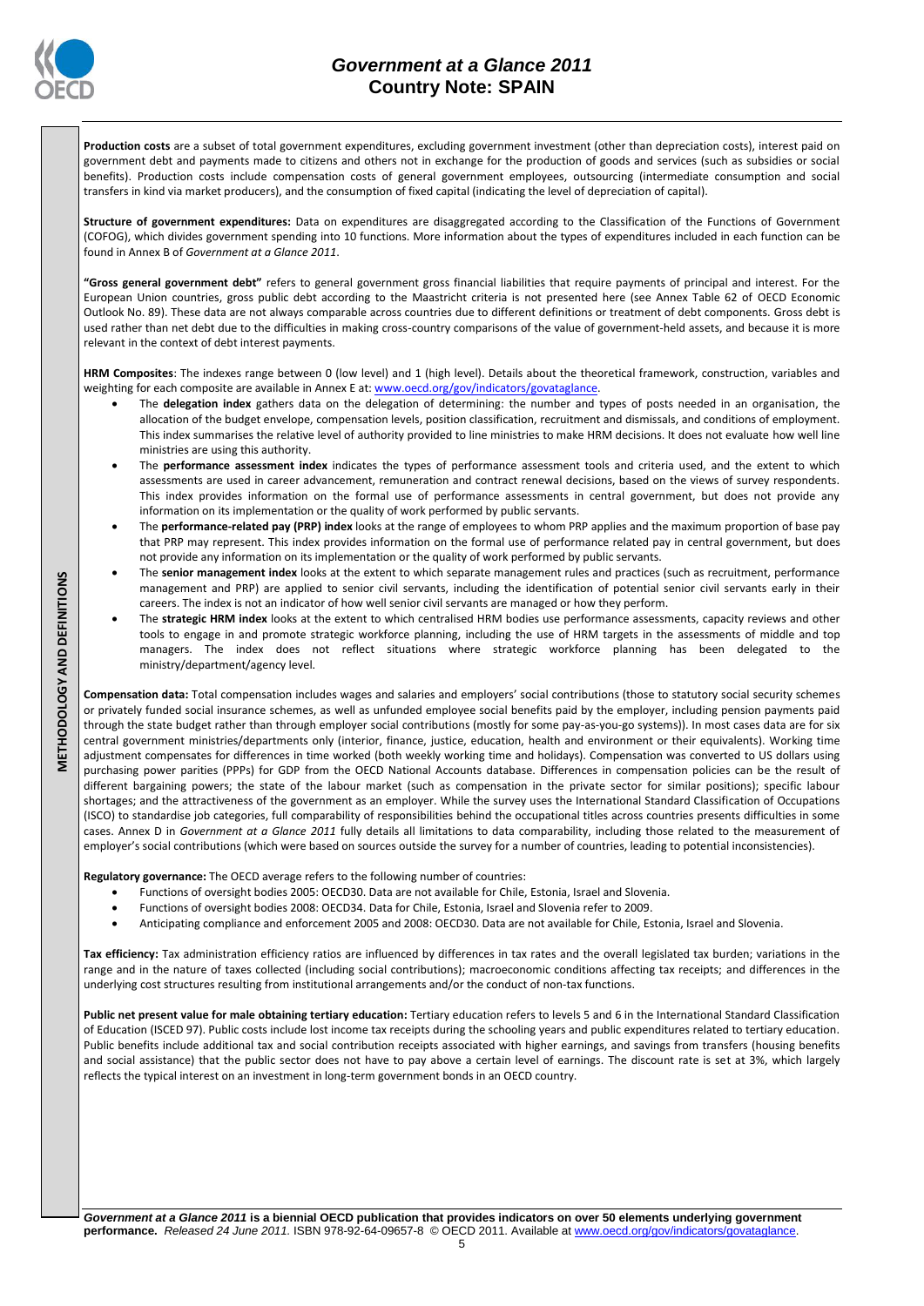**Production costs** are a subset of total government expenditures, excluding government investment (other than depreciation costs), interest paid on government debt and payments made to citizens and others not in exchange for the production of goods and services (such as subsidies or social benefits). Production costs include compensation costs of general government employees, outsourcing (intermediate consumption and social transfers in kind via market producers), and the consumption of fixed capital (indicating the level of depreciation of capital).

**Structure of government expenditures:** Data on expenditures are disaggregated according to the Classification of the Functions of Government (COFOG), which divides government spending into 10 functions. More information about the types of expenditures included in each function can be found in Annex B of *Government at a Glance 2011*.

**"Gross general government debt"** refers to general government gross financial liabilities that require payments of principal and interest. For the European Union countries, gross public debt according to the Maastricht criteria is not presented here (see Annex Table 62 of OECD Economic Outlook No. 89). These data are not always comparable across countries due to different definitions or treatment of debt components. Gross debt is used rather than net debt due to the difficulties in making cross-country comparisons of the value of government-held assets, and because it is more relevant in the context of debt interest payments.

**HRM Composites**: The indexes range between 0 (low level) and 1 (high level). Details about the theoretical framework, construction, variables and weighting for each composite are available in Annex E at: www.oecd.org/gov/indicators/govataglance.

- The **delegation index** gathers data on the delegation of determining: the number and types of posts needed in an organisation, the allocation of the budget envelope, compensation levels, position classification, recruitment and dismissals, and conditions of employment. This index summarises the relative level of authority provided to line ministries to make HRM decisions. It does not evaluate how well line ministries are using this authority.
- The **performance assessment index** indicates the types of performance assessment tools and criteria used, and the extent to which assessments are used in career advancement, remuneration and contract renewal decisions, based on the views of survey respondents. This index provides information on the formal use of performance assessments in central government, but does not provide any information on its implementation or the quality of work performed by public servants.
- The **performance-related pay (PRP) index** looks at the range of employees to whom PRP applies and the maximum proportion of base pay that PRP may represent. This index provides information on the formal use of performance related pay in central government, but does not provide any information on its implementation or the quality of work performed by public servants.
- The **senior management index** looks at the extent to which separate management rules and practices (such as recruitment, performance management and PRP) are applied to senior civil servants, including the identification of potential senior civil servants early in their careers. The index is not an indicator of how well senior civil servants are managed or how they perform.
- The **strategic HRM index** looks at the extent to which centralised HRM bodies use performance assessments, capacity reviews and other tools to engage in and promote strategic workforce planning, including the use of HRM targets in the assessments of middle and top managers. The index does not reflect situations where strategic workforce planning has been delegated to the ministry/department/agency level.

**Compensation data:** Total compensation includes wages and salaries and employers' social contributions (those to statutory social security schemes or privately funded social insurance schemes, as well as unfunded employee social benefits paid by the employer, including pension payments paid through the state budget rather than through employer social contributions (mostly for some pay-as-you-go systems)). In most cases data are for six central government ministries/departments only (interior, finance, justice, education, health and environment or their equivalents). Working time adjustment compensates for differences in time worked (both weekly working time and holidays). Compensation was converted to US dollars using purchasing power parities (PPPs) for GDP from the OECD National Accounts database. Differences in compensation policies can be the result of different bargaining powers; the state of the labour market (such as compensation in the private sector for similar positions); specific labour shortages; and the attractiveness of the government as an employer. While the survey uses the International Standard Classification of Occupations (ISCO) to standardise job categories, full comparability of responsibilities behind the occupational titles across countries presents difficulties in some cases. Annex D in *Government at a Glance 2011* fully details all limitations to data comparability, including those related to the measurement of employer's social contributions (which were based on sources outside the survey for a number of countries, leading to potential inconsistencies).

**Regulatory governance:** The OECD average refers to the following number of countries:

- Functions of oversight bodies 2005: OECD30. Data are not available for Chile, Estonia, Israel and Slovenia.
- Functions of oversight bodies 2008: OECD34. Data for Chile, Estonia, Israel and Slovenia refer to 2009.
- Anticipating compliance and enforcement 2005 and 2008: OECD30. Data are not available for Chile, Estonia, Israel and Slovenia.

**Tax efficiency:** Tax administration efficiency ratios are influenced by differences in tax rates and the overall legislated tax burden; variations in the range and in the nature of taxes collected (including social contributions); macroeconomic conditions affecting tax receipts; and differences in the underlying cost structures resulting from institutional arrangements and/or the conduct of non-tax functions.

**Public net present value for male obtaining tertiary education:** Tertiary education refers to levels 5 and 6 in the International Standard Classification of Education (ISCED 97). Public costs include lost income tax receipts during the schooling years and public expenditures related to tertiary education. Public benefits include additional tax and social contribution receipts associated with higher earnings, and savings from transfers (housing benefits and social assistance) that the public sector does not have to pay above a certain level of earnings. The discount rate is set at 3%, which largely reflects the typical interest on an investment in long-term government bonds in an OECD country.